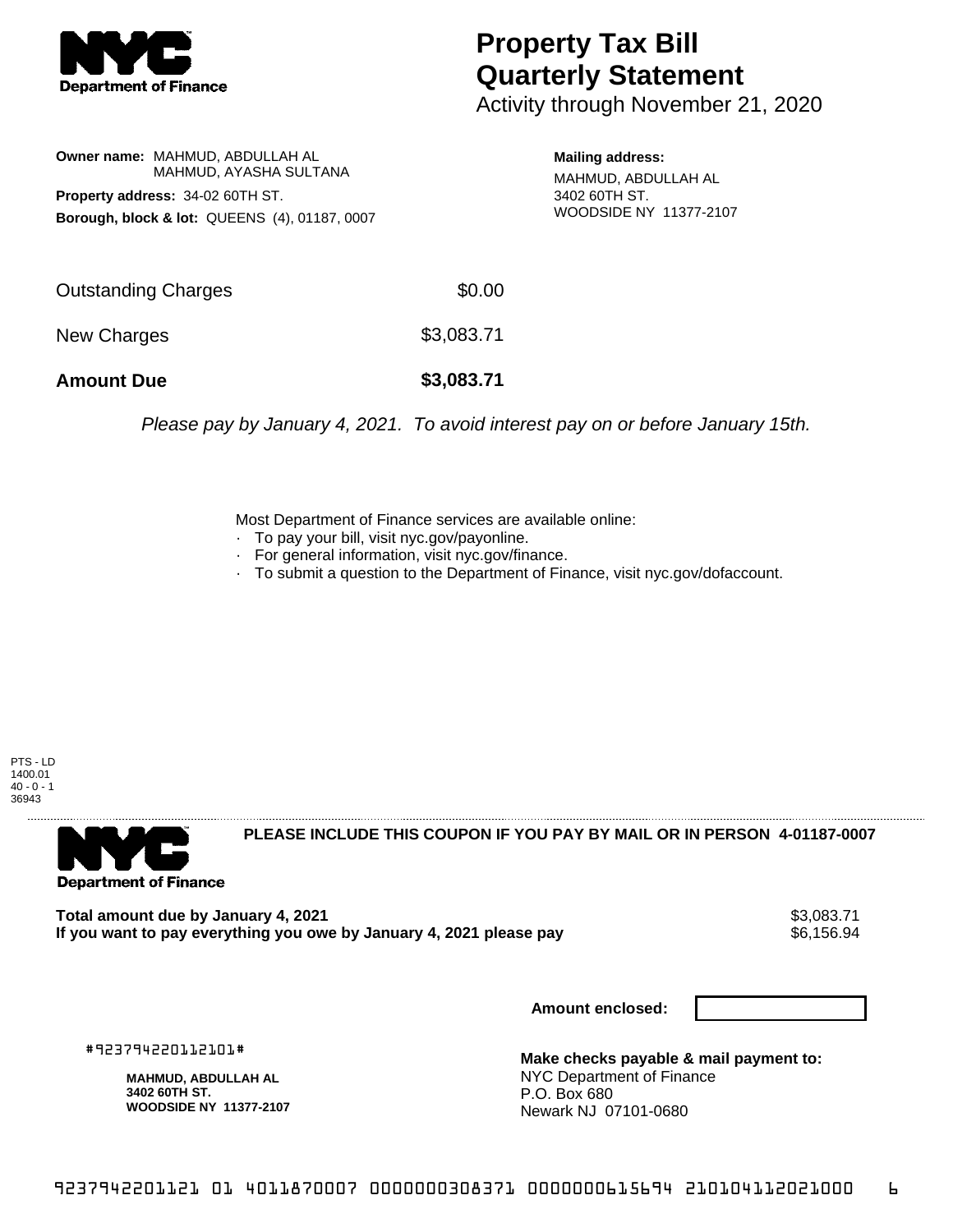# Property Tax Bill Quarterly Statement

Activity through November 21, 2020

**Owner name:** MAHMUD, ABDULLAH AL
MAHMUD, AYASHA SULTANA

**Property address:** 34-02 60TH ST.

**Borough, block & lot:** QUEENS (4), 01187, 0007

**Mailing address:**
MAHMUD, ABDULLAH AL
3402 60TH ST.
WOODSIDE NY 11377-2107

| | |
|---|---|
| Outstanding Charges | $0.00 |
| New Charges | $3,083.71 |
| **Amount Due** | **$3,083.71** |

*Please pay by January 4, 2021. To avoid interest pay on or before January 15th.*

Most Department of Finance services are available online:
- To pay your bill, visit nyc.gov/payonline.
- For general information, visit nyc.gov/finance.
- To submit a question to the Department of Finance, visit nyc.gov/dofaccount.

PTS - LD
1400.01
40 - 0 - 1
36943

**PLEASE INCLUDE THIS COUPON IF YOU PAY BY MAIL OR IN PERSON 4-01187-0007**

| | |
|---|---|
| **Total amount due by January 4, 2021** | $3,083.71 |
| **If you want to pay everything you owe by January 4, 2021 please pay** | $6,156.94 |

**Amount enclosed:**

#923794220112101#

**MAHMUD, ABDULLAH AL**
**3402 60TH ST.**
**WOODSIDE NY 11377-2107**

**Make checks payable & mail payment to:**
NYC Department of Finance
P.O. Box 680
Newark NJ 07101-0680

9237942201121 01 4011870007 0000000308371 0000000615694 210104112021000 6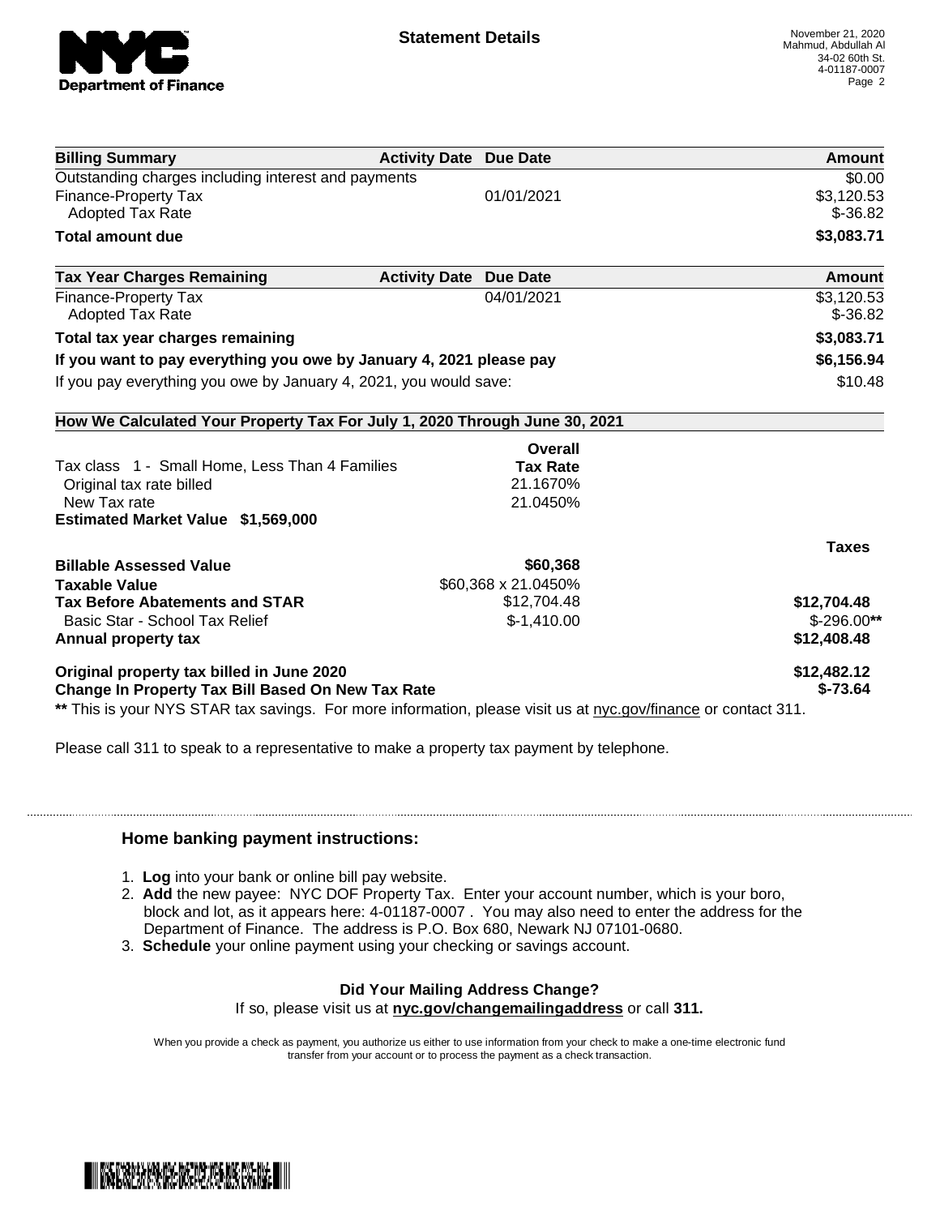**Statement Details**

November 21, 2020
Mahmud, Abdullah Al
34-02 60th St.
4-01187-0007

| Billing Summary | Activity Date | Due Date | Amount |
| --- | --- | --- | --- |
| Outstanding charges including interest and payments | | | $0.00 |
| Finance-Property Tax | | 01/01/2021 | $3,120.53 |
| Adopted Tax Rate | | | $-36.82 |
| **Total amount due** | | | **$3,083.71** |

| Tax Year Charges Remaining | Activity Date | Due Date | Amount |
| --- | --- | --- | --- |
| Finance-Property Tax | | 04/01/2021 | $3,120.53 |
| Adopted Tax Rate | | | $-36.82 |
| **Total tax year charges remaining** | | | **$3,083.71** |
| **If you want to pay everything you owe by January 4, 2021 please pay** | | | **$6,156.94** |
| If you pay everything you owe by January 4, 2021, you would save: | | | $10.48 |

**How We Calculated Your Property Tax For July 1, 2020 Through June 30, 2021**

| | Overall Tax Rate | Taxes |
| --- | --- | --- |
| Tax class 1 - Small Home, Less Than 4 Families | | |
| Original tax rate billed | 21.1670% | |
| New Tax rate | 21.0450% | |
| **Estimated Market Value $1,569,000** | | |
| **Billable Assessed Value** | **$60,368** | |
| **Taxable Value** | $60,368 x 21.0450% | |
| **Tax Before Abatements and STAR** | $12,704.48 | **$12,704.48** |
| Basic Star - School Tax Relief | $-1,410.00 | $-296.00** |
| **Annual property tax** | | **$12,408.48** |
| **Original property tax billed in June 2020** | | **$12,482.12** |
| **Change In Property Tax Bill Based On New Tax Rate** | | **$-73.64** |

** This is your NYS STAR tax savings. For more information, please visit us at nyc.gov/finance or contact 311.

Please call 311 to speak to a representative to make a property tax payment by telephone.

### Home banking payment instructions:

1. **Log** into your bank or online bill pay website.
2. **Add** the new payee: NYC DOF Property Tax. Enter your account number, which is your boro, block and lot, as it appears here: 4-01187-0007 . You may also need to enter the address for the Department of Finance. The address is P.O. Box 680, Newark NJ 07101-0680.
3. **Schedule** your online payment using your checking or savings account.

**Did Your Mailing Address Change?**

If so, please visit us at **nyc.gov/changemailingaddress** or call **311.**

When you provide a check as payment, you authorize us either to use information from your check to make a one-time electronic fund transfer from your account or to process the payment as a check transaction.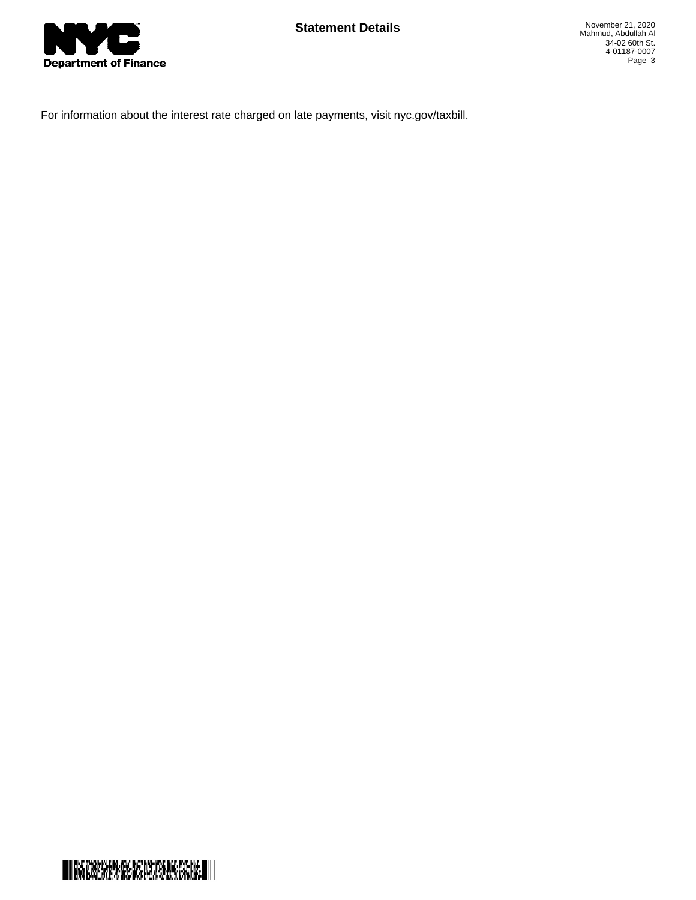For information about the interest rate charged on late payments, visit nyc.gov/taxbill.